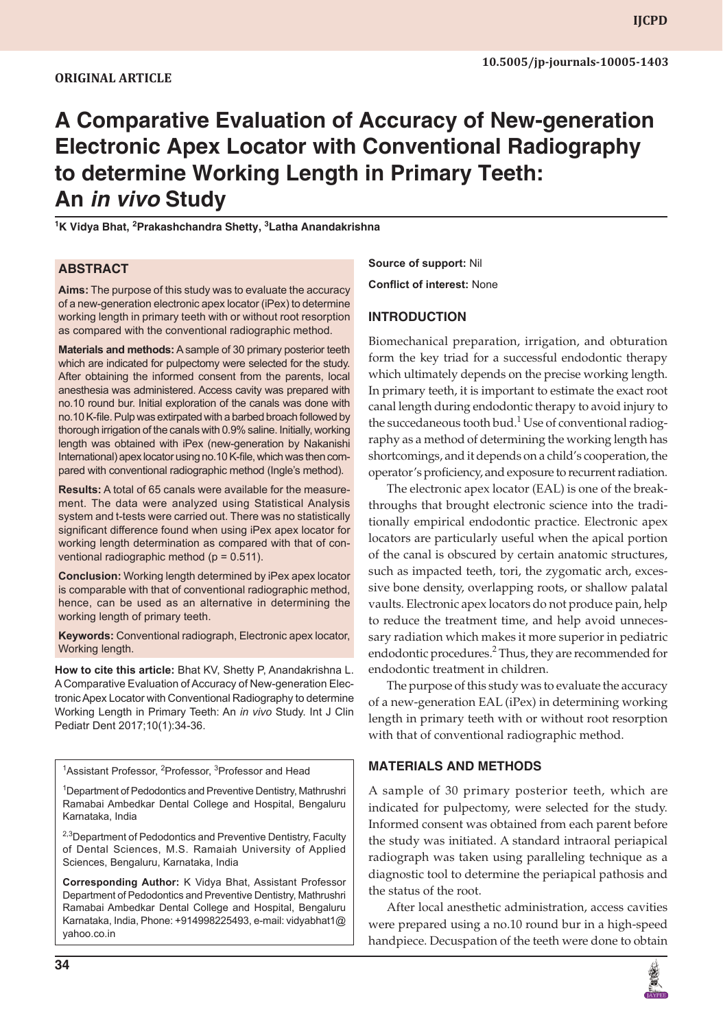**ORIGINAL ARTICLE**

10.5005/jp-journals-10005-1403

# A Comparative Evaluation of Accuracy of New-generation Electronic Apex Locator with Conventional Radiography to determine Working Length in Primary Teeth: An *in vivo* Study

[1]K Vidya Bhat, [2]Prakashchandra Shetty, [3]Latha Anandakrishna

## ABSTRACT

**Aims:** The purpose of this study was to evaluate the accuracy of a new-generation electronic apex locator (iPex) to determine working length in primary teeth with or without root resorption as compared with the conventional radiographic method.

**Materials and methods:** A sample of 30 primary posterior teeth which are indicated for pulpectomy were selected for the study. After obtaining the informed consent from the parents, local anesthesia was administered. Access cavity was prepared with no.10 round bur. Initial exploration of the canals was done with no.10 K-file. Pulp was extirpated with a barbed broach followed by thorough irrigation of the canals with 0.9% saline. Initially, working length was obtained with iPex (new-generation by Nakanishi International) apex locator using no.10 K-file, which was then compared with conventional radiographic method (Ingle's method).

**Results:** A total of 65 canals were available for the measurement. The data were analyzed using Statistical Analysis system and t-tests were carried out. There was no statistically significant difference found when using iPex apex locator for working length determination as compared with that of conventional radiographic method ($p = 0.511$).

**Conclusion:** Working length determined by iPex apex locator is comparable with that of conventional radiographic method, hence, can be used as an alternative in determining the working length of primary teeth.

**Keywords:** Conventional radiograph, Electronic apex locator, Working length.

**How to cite this article:** Bhat KV, Shetty P, Anandakrishna L. A Comparative Evaluation of Accuracy of New-generation Electronic Apex Locator with Conventional Radiography to determine Working Length in Primary Teeth: An *in vivo* Study. Int J Clin Pediatr Dent 2017;10(1):34-36.

[1]Assistant Professor, [2]Professor, [3]Professor and Head

[1]Department of Pedodontics and Preventive Dentistry, Mathrushri Ramabai Ambedkar Dental College and Hospital, Bengaluru Karnataka, India

[2,3]Department of Pedodontics and Preventive Dentistry, Faculty of Dental Sciences, M.S. Ramaiah University of Applied Sciences, Bengaluru, Karnataka, India

**Corresponding Author:** K Vidya Bhat, Assistant Professor Department of Pedodontics and Preventive Dentistry, Mathrushri Ramabai Ambedkar Dental College and Hospital, Bengaluru Karnataka, India, Phone: +914998225493, e-mail: vidyabhat1@yahoo.co.in

**Source of support:** Nil

**Conflict of interest:** None

## INTRODUCTION

Biomechanical preparation, irrigation, and obturation form the key triad for a successful endodontic therapy which ultimately depends on the precise working length. In primary teeth, it is important to estimate the exact root canal length during endodontic therapy to avoid injury to the succedaneous tooth bud.[1] Use of conventional radiography as a method of determining the working length has shortcomings, and it depends on a child's cooperation, the operator's proficiency, and exposure to recurrent radiation.

The electronic apex locator (EAL) is one of the breakthroughs that brought electronic science into the traditionally empirical endodontic practice. Electronic apex locators are particularly useful when the apical portion of the canal is obscured by certain anatomic structures, such as impacted teeth, tori, the zygomatic arch, excessive bone density, overlapping roots, or shallow palatal vaults. Electronic apex locators do not produce pain, help to reduce the treatment time, and help avoid unnecessary radiation which makes it more superior in pediatric endodontic procedures.[2] Thus, they are recommended for endodontic treatment in children.

The purpose of this study was to evaluate the accuracy of a new-generation EAL (iPex) in determining working length in primary teeth with or without root resorption with that of conventional radiographic method.

## MATERIALS AND METHODS

A sample of 30 primary posterior teeth, which are indicated for pulpectomy, were selected for the study. Informed consent was obtained from each parent before the study was initiated. A standard intraoral periapical radiograph was taken using paralleling technique as a diagnostic tool to determine the periapical pathosis and the status of the root.

After local anesthetic administration, access cavities were prepared using a no.10 round bur in a high-speed handpiece. Decuspation of the teeth were done to obtain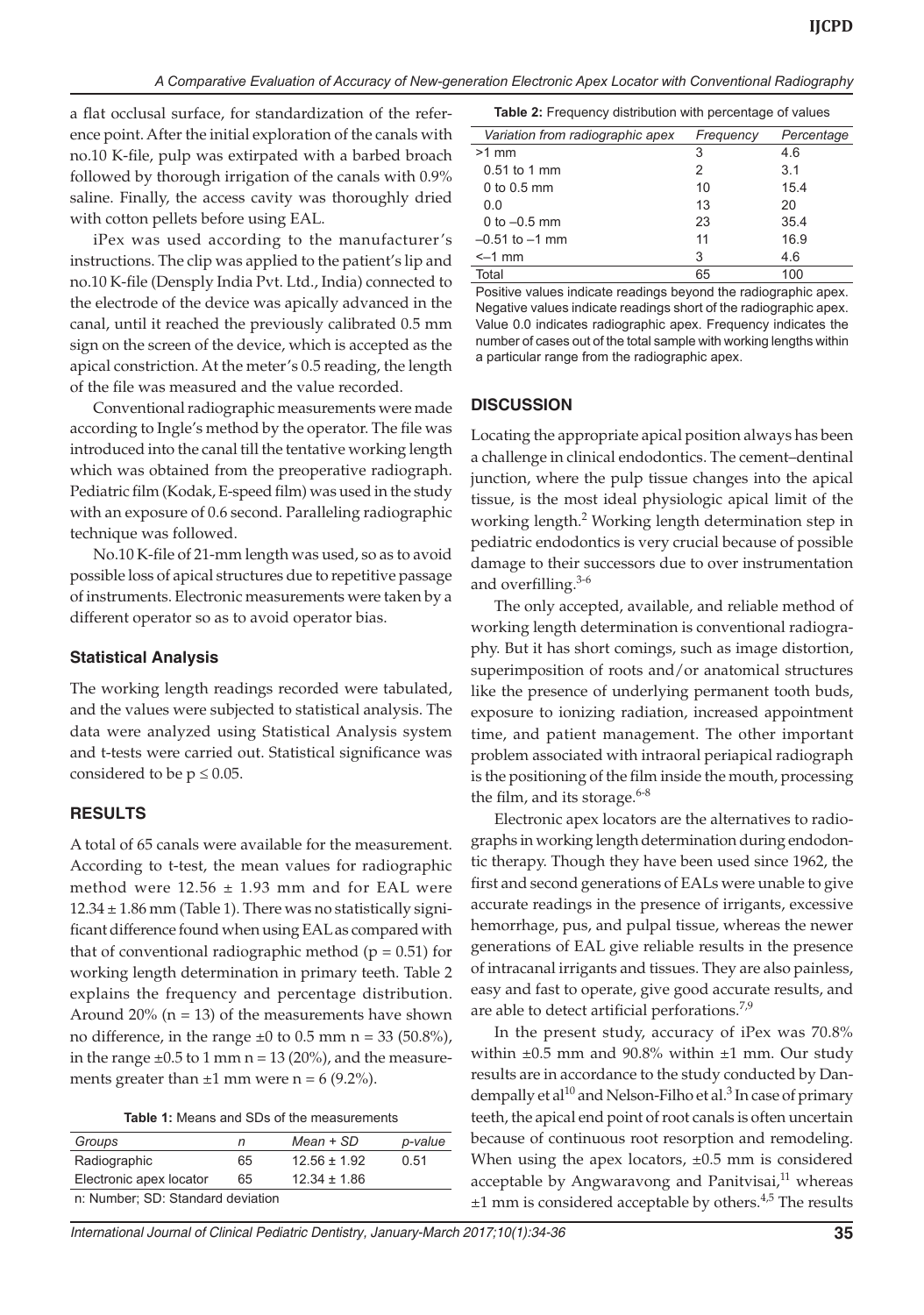a flat occlusal surface, for standardization of the reference point. After the initial exploration of the canals with no.10 K-file, pulp was extirpated with a barbed broach followed by thorough irrigation of the canals with 0.9% saline. Finally, the access cavity was thoroughly dried with cotton pellets before using EAL.

iPex was used according to the manufacturer's instructions. The clip was applied to the patient's lip and no.10 K-file (Densply India Pvt. Ltd., India) connected to the electrode of the device was apically advanced in the canal, until it reached the previously calibrated 0.5 mm sign on the screen of the device, which is accepted as the apical constriction. At the meter's 0.5 reading, the length of the file was measured and the value recorded.

Conventional radiographic measurements were made according to Ingle's method by the operator. The file was introduced into the canal till the tentative working length which was obtained from the preoperative radiograph. Pediatric film (Kodak, E-speed film) was used in the study with an exposure of 0.6 second. Paralleling radiographic technique was followed.

No.10 K-file of 21-mm length was used, so as to avoid possible loss of apical structures due to repetitive passage of instruments. Electronic measurements were taken by a different operator so as to avoid operator bias.

### Statistical Analysis

The working length readings recorded were tabulated, and the values were subjected to statistical analysis. The data were analyzed using Statistical Analysis system and t-tests were carried out. Statistical significance was considered to be $p \leq 0.05$.

## RESULTS

A total of 65 canals were available for the measurement. According to t-test, the mean values for radiographic method were $12.56 \pm 1.93$ mm and for EAL were $12.34 \pm 1.86$ mm (Table 1). There was no statistically significant difference found when using EAL as compared with that of conventional radiographic method ($p = 0.51$) for working length determination in primary teeth. Table 2 explains the frequency and percentage distribution. Around 20% (n = 13) of the measurements have shown no difference, in the range $\pm 0$ to 0.5 mm n = 33 (50.8%), in the range $\pm 0.5$ to 1 mm n = 13 (20%), and the measurements greater than $\pm 1$ mm were n = 6 (9.2%).

**Table 1:** Means and SDs of the measurements

| Groups | n | Mean + SD | p-value |
|---|---|---|---|
| Radiographic | 65 | 12.56 ± 1.92 | 0.51 |
| Electronic apex locator | 65 | 12.34 ± 1.86 | |

n: Number; SD: Standard deviation

**Table 2:** Frequency distribution with percentage of values

| Variation from radiographic apex | Frequency | Percentage |
|---|---|---|
| >1 mm | 3 | 4.6 |
| 0.51 to 1 mm | 2 | 3.1 |
| 0 to 0.5 mm | 10 | 15.4 |
| 0.0 | 13 | 20 |
| 0 to –0.5 mm | 23 | 35.4 |
| –0.51 to –1 mm | 11 | 16.9 |
| <–1 mm | 3 | 4.6 |
| Total | 65 | 100 |

Positive values indicate readings beyond the radiographic apex. Negative values indicate readings short of the radiographic apex. Value 0.0 indicates radiographic apex. Frequency indicates the number of cases out of the total sample with working lengths within a particular range from the radiographic apex.

## DISCUSSION

Locating the appropriate apical position always has been a challenge in clinical endodontics. The cement–dentinal junction, where the pulp tissue changes into the apical tissue, is the most ideal physiologic apical limit of the working length.[2] Working length determination step in pediatric endodontics is very crucial because of possible damage to their successors due to over instrumentation and overfilling.[3-6]

The only accepted, available, and reliable method of working length determination is conventional radiography. But it has short comings, such as image distortion, superimposition of roots and/or anatomical structures like the presence of underlying permanent tooth buds, exposure to ionizing radiation, increased appointment time, and patient management. The other important problem associated with intraoral periapical radiograph is the positioning of the film inside the mouth, processing the film, and its storage.[6-8]

Electronic apex locators are the alternatives to radiographs in working length determination during endodontic therapy. Though they have been used since 1962, the first and second generations of EALs were unable to give accurate readings in the presence of irrigants, excessive hemorrhage, pus, and pulpal tissue, whereas the newer generations of EAL give reliable results in the presence of intracanal irrigants and tissues. They are also painless, easy and fast to operate, give good accurate results, and are able to detect artificial perforations.[7,9]

In the present study, accuracy of iPex was 70.8% within $\pm 0.5$ mm and 90.8% within $\pm 1$ mm. Our study results are in accordance to the study conducted by Dandempally et al[10] and Nelson-Filho et al.[3] In case of primary teeth, the apical end point of root canals is often uncertain because of continuous root resorption and remodeling. When using the apex locators, $\pm 0.5$ mm is considered acceptable by Angwaravong and Panitvisai,[11] whereas $\pm 1$ mm is considered acceptable by others.[4,5] The results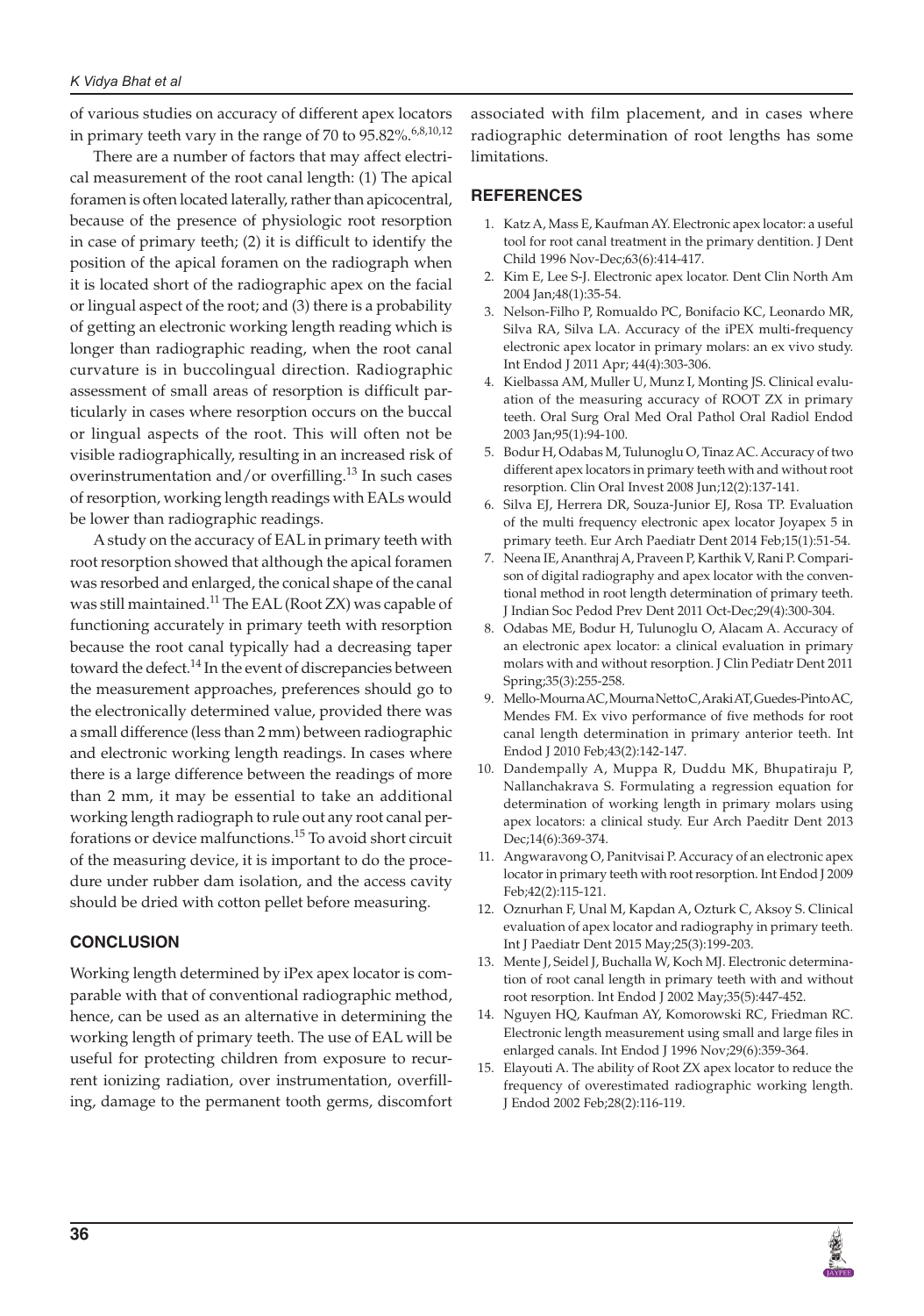of various studies on accuracy of different apex locators in primary teeth vary in the range of 70 to 95.82%.[6,8,10,12]

There are a number of factors that may affect electrical measurement of the root canal length: (1) The apical foramen is often located laterally, rather than apicocentral, because of the presence of physiologic root resorption in case of primary teeth; (2) it is difficult to identify the position of the apical foramen on the radiograph when it is located short of the radiographic apex on the facial or lingual aspect of the root; and (3) there is a probability of getting an electronic working length reading which is longer than radiographic reading, when the root canal curvature is in buccolingual direction. Radiographic assessment of small areas of resorption is difficult particularly in cases where resorption occurs on the buccal or lingual aspects of the root. This will often not be visible radiographically, resulting in an increased risk of overinstrumentation and/or overfilling.[13] In such cases of resorption, working length readings with EALs would be lower than radiographic readings.

A study on the accuracy of EAL in primary teeth with root resorption showed that although the apical foramen was resorbed and enlarged, the conical shape of the canal was still maintained.[11] The EAL (Root ZX) was capable of functioning accurately in primary teeth with resorption because the root canal typically had a decreasing taper toward the defect.[14] In the event of discrepancies between the measurement approaches, preferences should go to the electronically determined value, provided there was a small difference (less than 2 mm) between radiographic and electronic working length readings. In cases where there is a large difference between the readings of more than 2 mm, it may be essential to take an additional working length radiograph to rule out any root canal perforations or device malfunctions.[15] To avoid short circuit of the measuring device, it is important to do the procedure under rubber dam isolation, and the access cavity should be dried with cotton pellet before measuring.

## CONCLUSION

Working length determined by iPex apex locator is comparable with that of conventional radiographic method, hence, can be used as an alternative in determining the working length of primary teeth. The use of EAL will be useful for protecting children from exposure to recurrent ionizing radiation, over instrumentation, overfilling, damage to the permanent tooth germs, discomfort associated with film placement, and in cases where radiographic determination of root lengths has some limitations.

## REFERENCES

1. Katz A, Mass E, Kaufman AY. Electronic apex locator: a useful tool for root canal treatment in the primary dentition. J Dent Child 1996 Nov-Dec;63(6):414-417.
2. Kim E, Lee S-J. Electronic apex locator. Dent Clin North Am 2004 Jan;48(1):35-54.
3. Nelson-Filho P, Romualdo PC, Bonifacio KC, Leonardo MR, Silva RA, Silva LA. Accuracy of the iPEX multi-frequency electronic apex locator in primary molars: an ex vivo study. Int Endod J 2011 Apr; 44(4):303-306.
4. Kielbassa AM, Muller U, Munz I, Monting JS. Clinical evaluation of the measuring accuracy of ROOT ZX in primary teeth. Oral Surg Oral Med Oral Pathol Oral Radiol Endod 2003 Jan;95(1):94-100.
5. Bodur H, Odabas M, Tulunoglu O, Tinaz AC. Accuracy of two different apex locators in primary teeth with and without root resorption. Clin Oral Invest 2008 Jun;12(2):137-141.
6. Silva EJ, Herrera DR, Souza-Junior EJ, Rosa TP. Evaluation of the multi frequency electronic apex locator Joyapex 5 in primary teeth. Eur Arch Paediatr Dent 2014 Feb;15(1):51-54.
7. Neena IE, Ananthraj A, Praveen P, Karthik V, Rani P. Comparison of digital radiography and apex locator with the conventional method in root length determination of primary teeth. J Indian Soc Pedod Prev Dent 2011 Oct-Dec;29(4):300-304.
8. Odabas ME, Bodur H, Tulunoglu O, Alacam A. Accuracy of an electronic apex locator: a clinical evaluation in primary molars with and without resorption. J Clin Pediatr Dent 2011 Spring;35(3):255-258.
9. Mello-Mourna AC, Mourna Netto C, Araki AT, Guedes-Pinto AC, Mendes FM. Ex vivo performance of five methods for root canal length determination in primary anterior teeth. Int Endod J 2010 Feb;43(2):142-147.
10. Dandempally A, Muppa R, Duddu MK, Bhupatiraju P, Nallanchakrava S. Formulating a regression equation for determination of working length in primary molars using apex locators: a clinical study. Eur Arch Paeditr Dent 2013 Dec;14(6):369-374.
11. Angwaravong O, Panitvisai P. Accuracy of an electronic apex locator in primary teeth with root resorption. Int Endod J 2009 Feb;42(2):115-121.
12. Oznurhan F, Unal M, Kapdan A, Ozturk C, Aksoy S. Clinical evaluation of apex locator and radiography in primary teeth. Int J Paediatr Dent 2015 May;25(3):199-203.
13. Mente J, Seidel J, Buchalla W, Koch MJ. Electronic determination of root canal length in primary teeth with and without root resorption. Int Endod J 2002 May;35(5):447-452.
14. Nguyen HQ, Kaufman AY, Komorowski RC, Friedman RC. Electronic length measurement using small and large files in enlarged canals. Int Endod J 1996 Nov;29(6):359-364.
15. Elayouti A. The ability of Root ZX apex locator to reduce the frequency of overestimated radiographic working length. J Endod 2002 Feb;28(2):116-119.